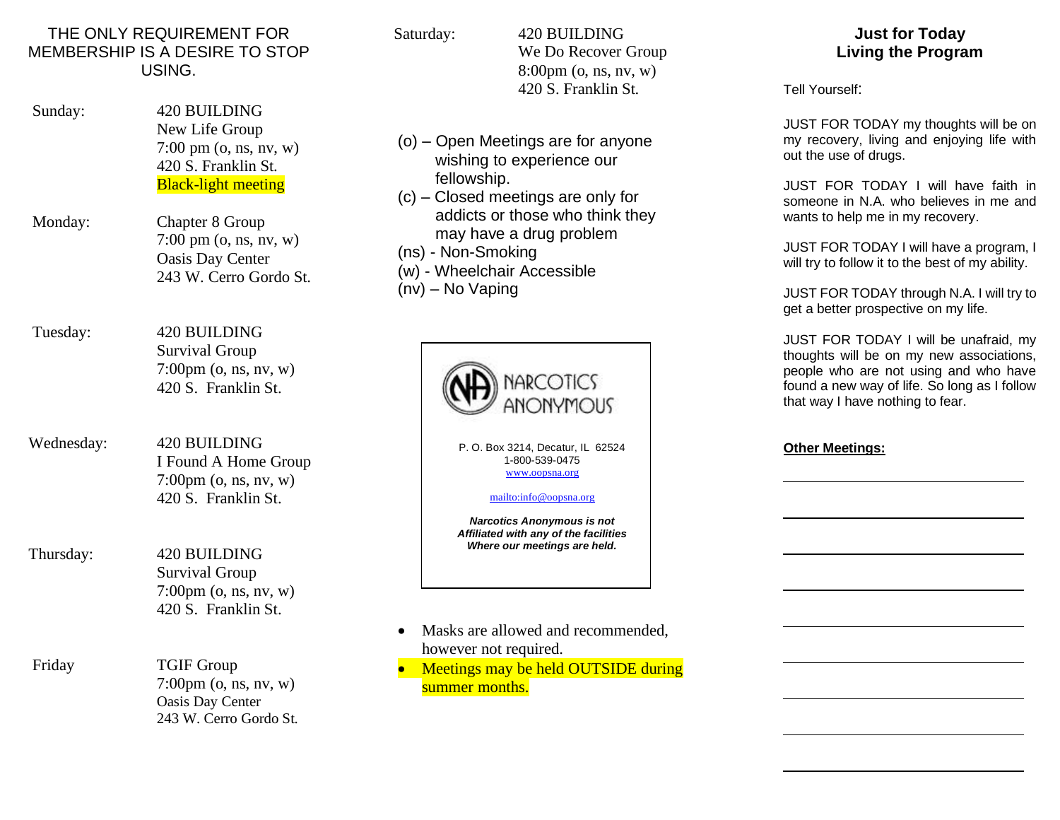THE ONLY REQUIREMENT FOR MEMBERSHIP IS A DESIRE TO STOP USING.

**Sunday:**
420 BUILDING
New Life Group
7:00 pm (o, ns, nv, w)
420 S. Franklin St.
Black-light meeting

**Monday:**
Chapter 8 Group
7:00 pm (o, ns, nv, w)
Oasis Day Center
243 W. Cerro Gordo St.

**Tuesday:**
420 BUILDING
Survival Group
7:00pm (o, ns, nv, w)
420 S. Franklin St.

**Wednesday:**
420 BUILDING
I Found A Home Group
7:00pm (o, ns, nv, w)
420 S. Franklin St.

**Thursday:**
420 BUILDING
Survival Group
7:00pm (o, ns, nv, w)
420 S. Franklin St.

**Friday**
TGIF Group
7:00pm (o, ns, nv, w)
Oasis Day Center
243 W. Cerro Gordo St.

**Saturday:**
420 BUILDING
We Do Recover Group
8:00pm (o, ns, nv, w)
420 S. Franklin St.

(o) – Open Meetings are for anyone wishing to experience our fellowship.
(c) – Closed meetings are only for addicts or those who think they may have a drug problem
(ns) - Non-Smoking
(w) - Wheelchair Accessible
(nv) – No Vaping

NARCOTICS ANONYMOUS

P. O. Box 3214, Decatur, IL 62524
1-800-539-0475
www.oopsna.org

mailto:info@oopsna.org

***Narcotics Anonymous is not Affiliated with any of the facilities Where our meetings are held.***

- Masks are allowed and recommended, however not required.
- Meetings may be held OUTSIDE during summer months.

## Just for Today
## Living the Program

Tell Yourself:

JUST FOR TODAY my thoughts will be on my recovery, living and enjoying life with out the use of drugs.

JUST FOR TODAY I will have faith in someone in N.A. who believes in me and wants to help me in my recovery.

JUST FOR TODAY I will have a program, I will try to follow it to the best of my ability.

JUST FOR TODAY through N.A. I will try to get a better prospective on my life.

JUST FOR TODAY I will be unafraid, my thoughts will be on my new associations, people who are not using and who have found a new way of life. So long as I follow that way I have nothing to fear.

**Other Meetings:**

_______________________________

_______________________________

_______________________________

_______________________________

_______________________________

_______________________________

_______________________________

_______________________________

_______________________________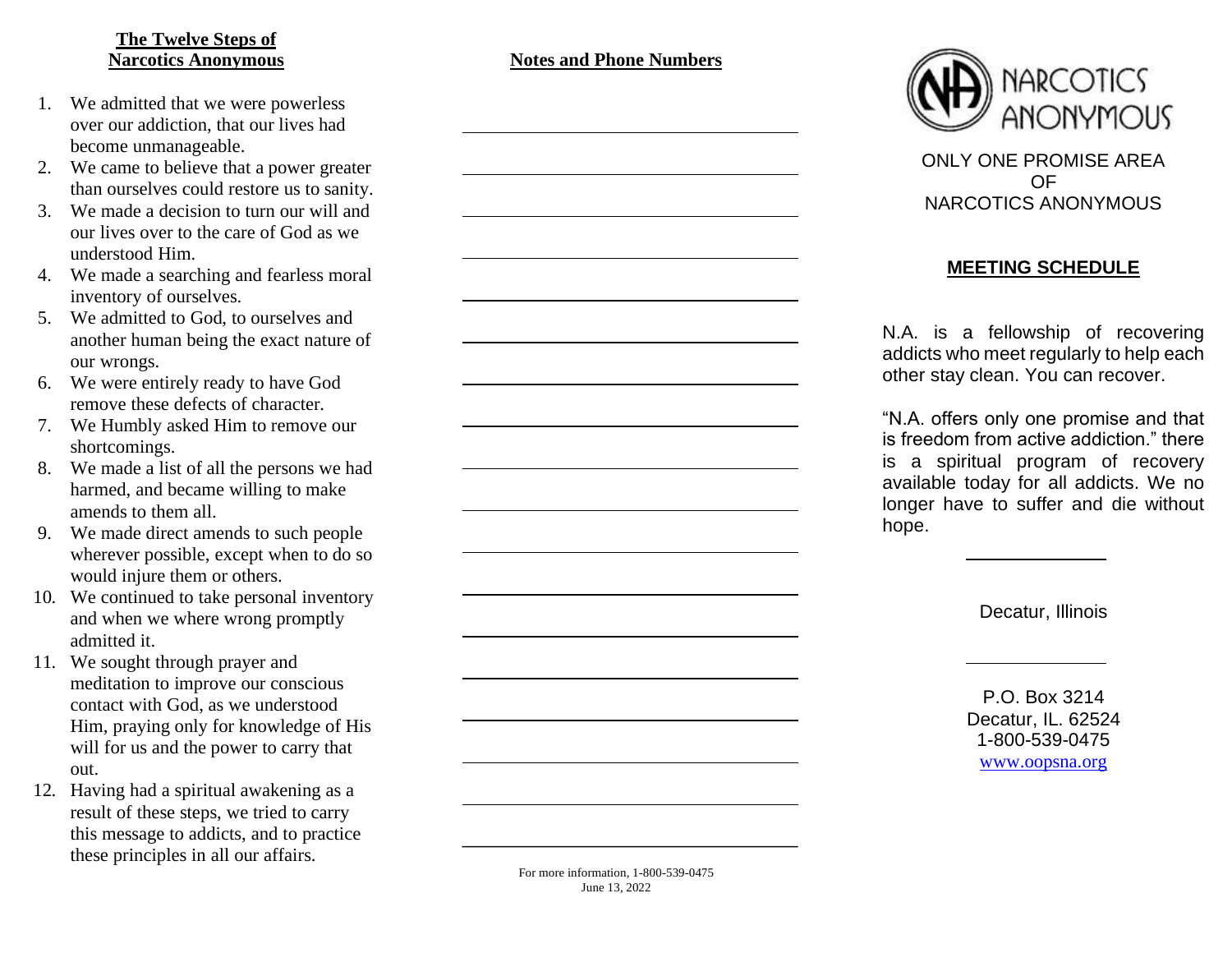## The Twelve Steps of Narcotics Anonymous

1. We admitted that we were powerless over our addiction, that our lives had become unmanageable.
2. We came to believe that a power greater than ourselves could restore us to sanity.
3. We made a decision to turn our will and our lives over to the care of God as we understood Him.
4. We made a searching and fearless moral inventory of ourselves.
5. We admitted to God, to ourselves and another human being the exact nature of our wrongs.
6. We were entirely ready to have God remove these defects of character.
7. We Humbly asked Him to remove our shortcomings.
8. We made a list of all the persons we had harmed, and became willing to make amends to them all.
9. We made direct amends to such people wherever possible, except when to do so would injure them or others.
10. We continued to take personal inventory and when we where wrong promptly admitted it.
11. We sought through prayer and meditation to improve our conscious contact with God, as we understood Him, praying only for knowledge of His will for us and the power to carry that out.
12. Having had a spiritual awakening as a result of these steps, we tried to carry this message to addicts, and to practice these principles in all our affairs.

## Notes and Phone Numbers

For more information, 1-800-539-0475
June 13, 2022

NARCOTICS ANONYMOUS

ONLY ONE PROMISE AREA
OF
NARCOTICS ANONYMOUS

## MEETING SCHEDULE

N.A. is a fellowship of recovering addicts who meet regularly to help each other stay clean. You can recover.

"N.A. offers only one promise and that is freedom from active addiction." there is a spiritual program of recovery available today for all addicts. We no longer have to suffer and die without hope.

Decatur, Illinois

P.O. Box 3214
Decatur, IL. 62524
1-800-539-0475
www.oopsna.org